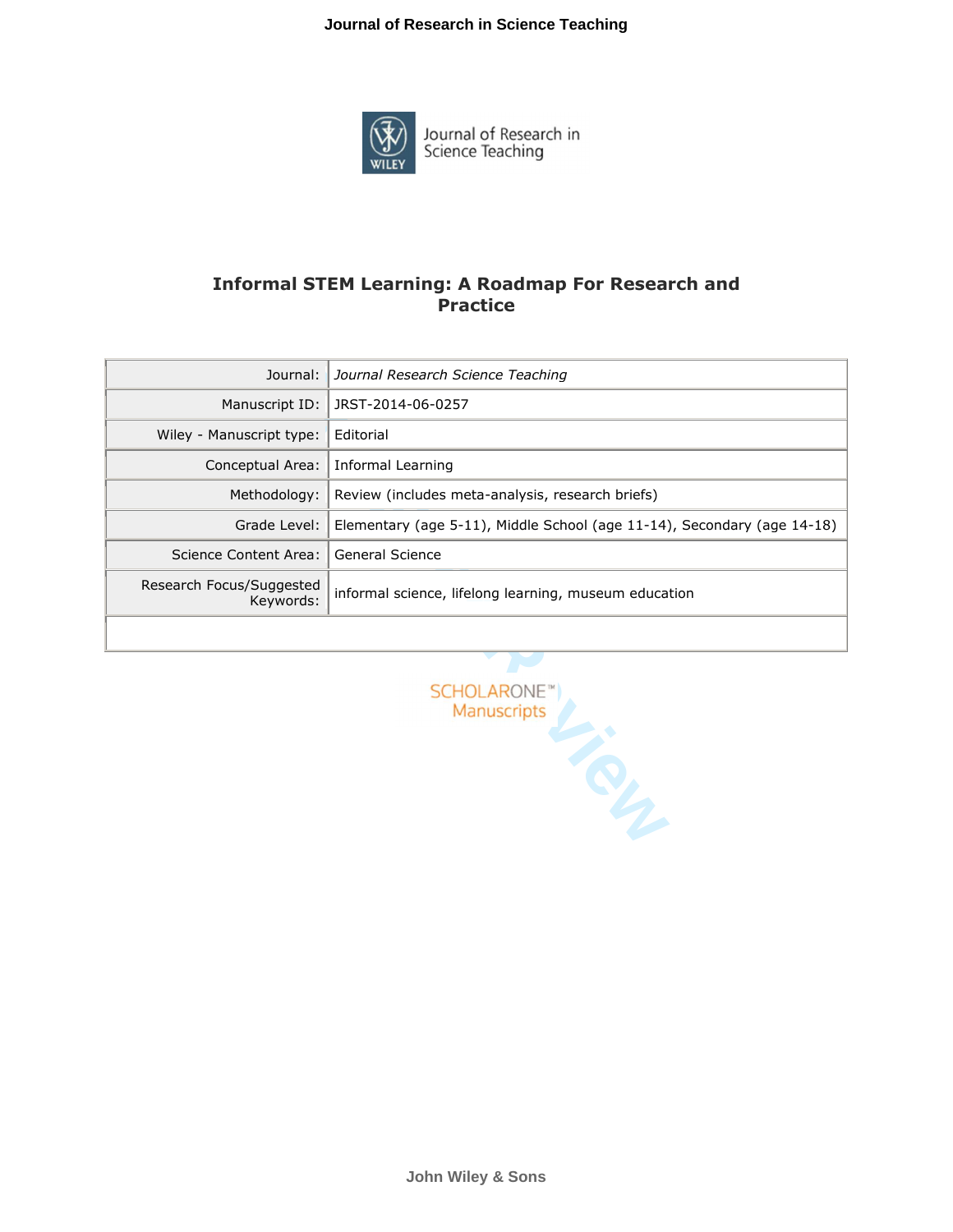# Informal STEM Learning: A Roadmap For Research and Practice

| | |
|---|---|
| Journal: | *Journal Research Science Teaching* |
| Manuscript ID: | JRST-2014-06-0257 |
| Wiley - Manuscript type: | Editorial |
| Conceptual Area: | Informal Learning |
| Methodology: | Review (includes meta-analysis, research briefs) |
| Grade Level: | Elementary (age 5-11), Middle School (age 11-14), Secondary (age 14-18) |
| Science Content Area: | General Science |
| Research Focus/Suggested Keywords: | informal science, lifelong learning, museum education |
| | |

SCHOLARONE™
Manuscripts

John Wiley & Sons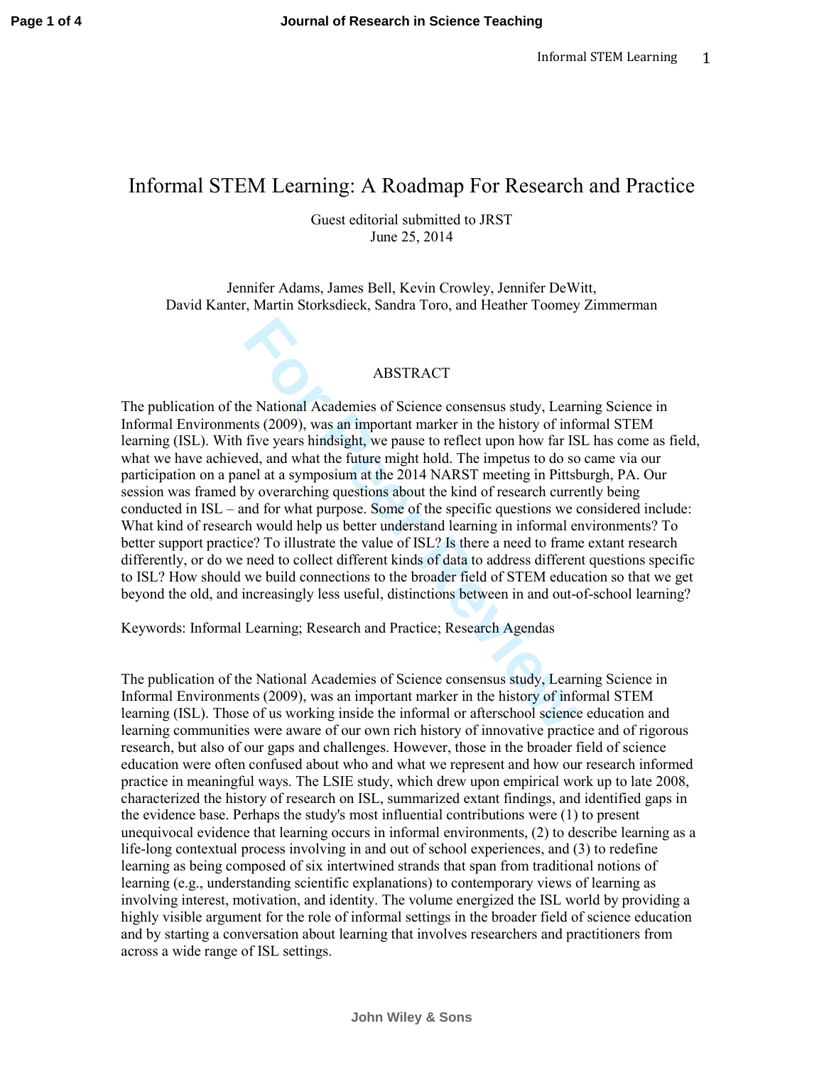# Informal STEM Learning: A Roadmap For Research and Practice

Guest editorial submitted to JRST
June 25, 2014

Jennifer Adams, James Bell, Kevin Crowley, Jennifer DeWitt,
David Kanter, Martin Storksdieck, Sandra Toro, and Heather Toomey Zimmerman

## ABSTRACT

The publication of the National Academies of Science consensus study, Learning Science in Informal Environments (2009), was an important marker in the history of informal STEM learning (ISL). With five years hindsight, we pause to reflect upon how far ISL has come as field, what we have achieved, and what the future might hold. The impetus to do so came via our participation on a panel at a symposium at the 2014 NARST meeting in Pittsburgh, PA. Our session was framed by overarching questions about the kind of research currently being conducted in ISL – and for what purpose. Some of the specific questions we considered include: What kind of research would help us better understand learning in informal environments? To better support practice? To illustrate the value of ISL? Is there a need to frame extant research differently, or do we need to collect different kinds of data to address different questions specific to ISL? How should we build connections to the broader field of STEM education so that we get beyond the old, and increasingly less useful, distinctions between in and out-of-school learning?

Keywords: Informal Learning; Research and Practice; Research Agendas

The publication of the National Academies of Science consensus study, Learning Science in Informal Environments (2009), was an important marker in the history of informal STEM learning (ISL). Those of us working inside the informal or afterschool science education and learning communities were aware of our own rich history of innovative practice and of rigorous research, but also of our gaps and challenges. However, those in the broader field of science education were often confused about who and what we represent and how our research informed practice in meaningful ways. The LSIE study, which drew upon empirical work up to late 2008, characterized the history of research on ISL, summarized extant findings, and identified gaps in the evidence base. Perhaps the study's most influential contributions were (1) to present unequivocal evidence that learning occurs in informal environments, (2) to describe learning as a life-long contextual process involving in and out of school experiences, and (3) to redefine learning as being composed of six intertwined strands that span from traditional notions of learning (e.g., understanding scientific explanations) to contemporary views of learning as involving interest, motivation, and identity. The volume energized the ISL world by providing a highly visible argument for the role of informal settings in the broader field of science education and by starting a conversation about learning that involves researchers and practitioners from across a wide range of ISL settings.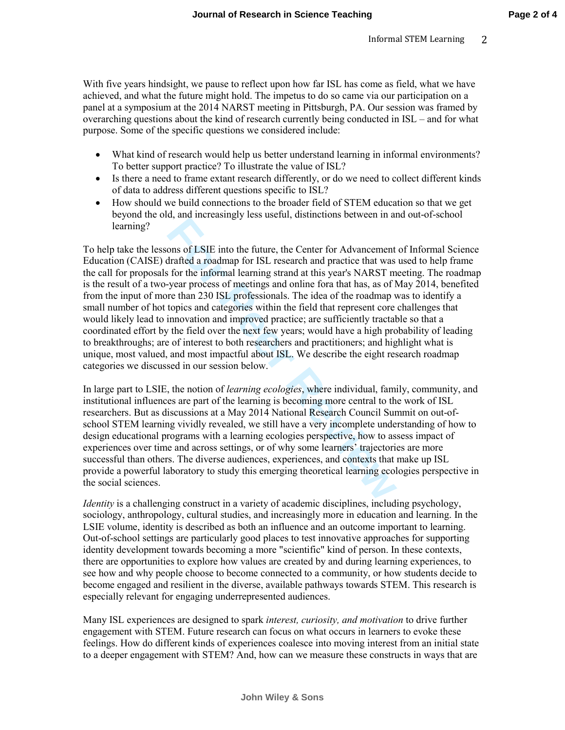With five years hindsight, we pause to reflect upon how far ISL has come as field, what we have achieved, and what the future might hold. The impetus to do so came via our participation on a panel at a symposium at the 2014 NARST meeting in Pittsburgh, PA. Our session was framed by overarching questions about the kind of research currently being conducted in ISL – and for what purpose. Some of the specific questions we considered include:

- What kind of research would help us better understand learning in informal environments? To better support practice? To illustrate the value of ISL?
- Is there a need to frame extant research differently, or do we need to collect different kinds of data to address different questions specific to ISL?
- How should we build connections to the broader field of STEM education so that we get beyond the old, and increasingly less useful, distinctions between in and out-of-school learning?

To help take the lessons of LSIE into the future, the Center for Advancement of Informal Science Education (CAISE) drafted a roadmap for ISL research and practice that was used to help frame the call for proposals for the informal learning strand at this year's NARST meeting. The roadmap is the result of a two-year process of meetings and online fora that has, as of May 2014, benefited from the input of more than 230 ISL professionals. The idea of the roadmap was to identify a small number of hot topics and categories within the field that represent core challenges that would likely lead to innovation and improved practice; are sufficiently tractable so that a coordinated effort by the field over the next few years; would have a high probability of leading to breakthroughs; are of interest to both researchers and practitioners; and highlight what is unique, most valued, and most impactful about ISL. We describe the eight research roadmap categories we discussed in our session below.

In large part to LSIE, the notion of *learning ecologies*, where individual, family, community, and institutional influences are part of the learning is becoming more central to the work of ISL researchers. But as discussions at a May 2014 National Research Council Summit on out-of-school STEM learning vividly revealed, we still have a very incomplete understanding of how to design educational programs with a learning ecologies perspective, how to assess impact of experiences over time and across settings, or of why some learners' trajectories are more successful than others. The diverse audiences, experiences, and contexts that make up ISL provide a powerful laboratory to study this emerging theoretical learning ecologies perspective in the social sciences.

*Identity* is a challenging construct in a variety of academic disciplines, including psychology, sociology, anthropology, cultural studies, and increasingly more in education and learning. In the LSIE volume, identity is described as both an influence and an outcome important to learning. Out-of-school settings are particularly good places to test innovative approaches for supporting identity development towards becoming a more "scientific" kind of person. In these contexts, there are opportunities to explore how values are created by and during learning experiences, to see how and why people choose to become connected to a community, or how students decide to become engaged and resilient in the diverse, available pathways towards STEM. This research is especially relevant for engaging underrepresented audiences.

Many ISL experiences are designed to spark *interest, curiosity, and motivation* to drive further engagement with STEM. Future research can focus on what occurs in learners to evoke these feelings. How do different kinds of experiences coalesce into moving interest from an initial state to a deeper engagement with STEM? And, how can we measure these constructs in ways that are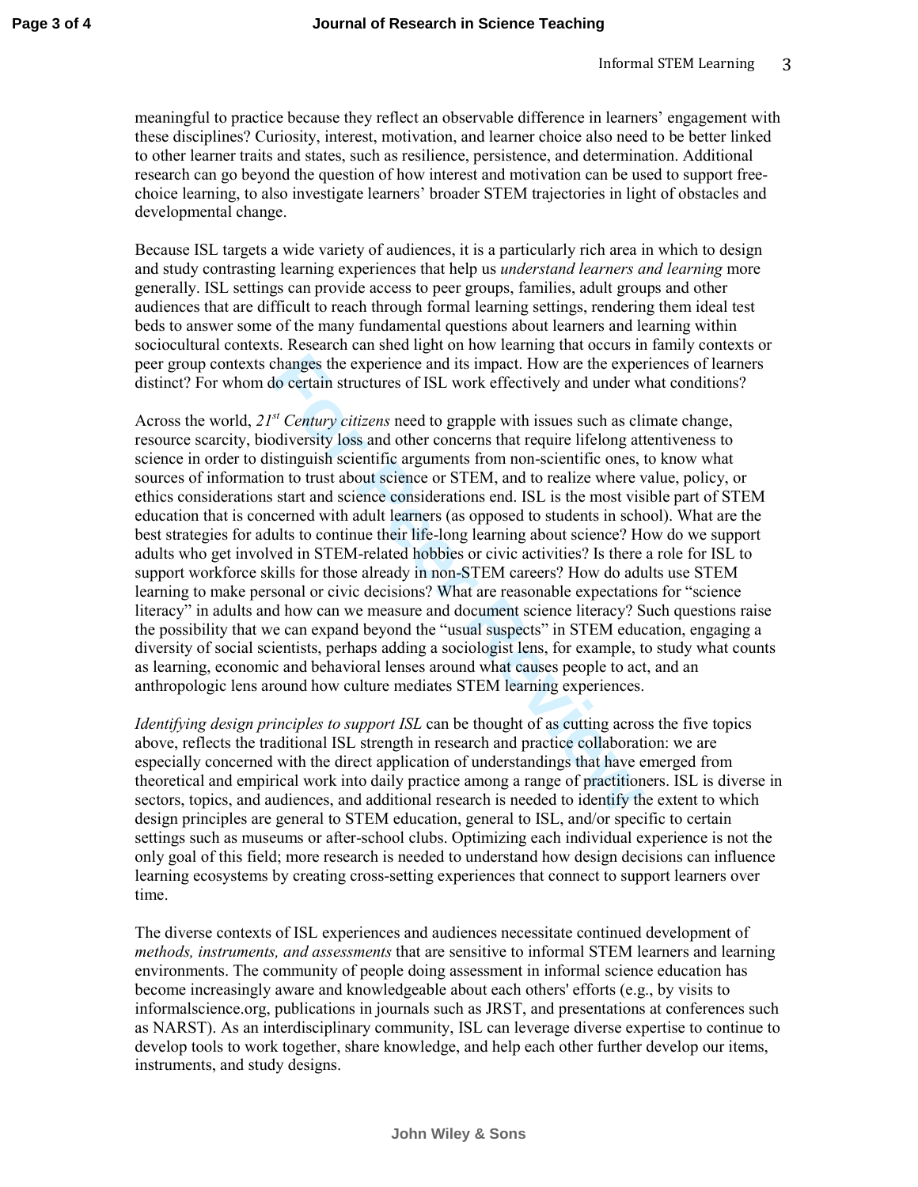meaningful to practice because they reflect an observable difference in learners' engagement with these disciplines? Curiosity, interest, motivation, and learner choice also need to be better linked to other learner traits and states, such as resilience, persistence, and determination. Additional research can go beyond the question of how interest and motivation can be used to support free-choice learning, to also investigate learners' broader STEM trajectories in light of obstacles and developmental change.

Because ISL targets a wide variety of audiences, it is a particularly rich area in which to design and study contrasting learning experiences that help us *understand learners and learning* more generally. ISL settings can provide access to peer groups, families, adult groups and other audiences that are difficult to reach through formal learning settings, rendering them ideal test beds to answer some of the many fundamental questions about learners and learning within sociocultural contexts. Research can shed light on how learning that occurs in family contexts or peer group contexts changes the experience and its impact. How are the experiences of learners distinct? For whom do certain structures of ISL work effectively and under what conditions?

Across the world, *21st Century citizens* need to grapple with issues such as climate change, resource scarcity, biodiversity loss and other concerns that require lifelong attentiveness to science in order to distinguish scientific arguments from non-scientific ones, to know what sources of information to trust about science or STEM, and to realize where value, policy, or ethics considerations start and science considerations end. ISL is the most visible part of STEM education that is concerned with adult learners (as opposed to students in school). What are the best strategies for adults to continue their life-long learning about science? How do we support adults who get involved in STEM-related hobbies or civic activities? Is there a role for ISL to support workforce skills for those already in non-STEM careers? How do adults use STEM learning to make personal or civic decisions? What are reasonable expectations for "science literacy" in adults and how can we measure and document science literacy? Such questions raise the possibility that we can expand beyond the "usual suspects" in STEM education, engaging a diversity of social scientists, perhaps adding a sociologist lens, for example, to study what counts as learning, economic and behavioral lenses around what causes people to act, and an anthropologic lens around how culture mediates STEM learning experiences.

*Identifying design principles to support ISL* can be thought of as cutting across the five topics above, reflects the traditional ISL strength in research and practice collaboration: we are especially concerned with the direct application of understandings that have emerged from theoretical and empirical work into daily practice among a range of practitioners. ISL is diverse in sectors, topics, and audiences, and additional research is needed to identify the extent to which design principles are general to STEM education, general to ISL, and/or specific to certain settings such as museums or after-school clubs. Optimizing each individual experience is not the only goal of this field; more research is needed to understand how design decisions can influence learning ecosystems by creating cross-setting experiences that connect to support learners over time.

The diverse contexts of ISL experiences and audiences necessitate continued development of *methods, instruments, and assessments* that are sensitive to informal STEM learners and learning environments. The community of people doing assessment in informal science education has become increasingly aware and knowledgeable about each others' efforts (e.g., by visits to informalscience.org, publications in journals such as JRST, and presentations at conferences such as NARST). As an interdisciplinary community, ISL can leverage diverse expertise to continue to develop tools to work together, share knowledge, and help each other further develop our items, instruments, and study designs.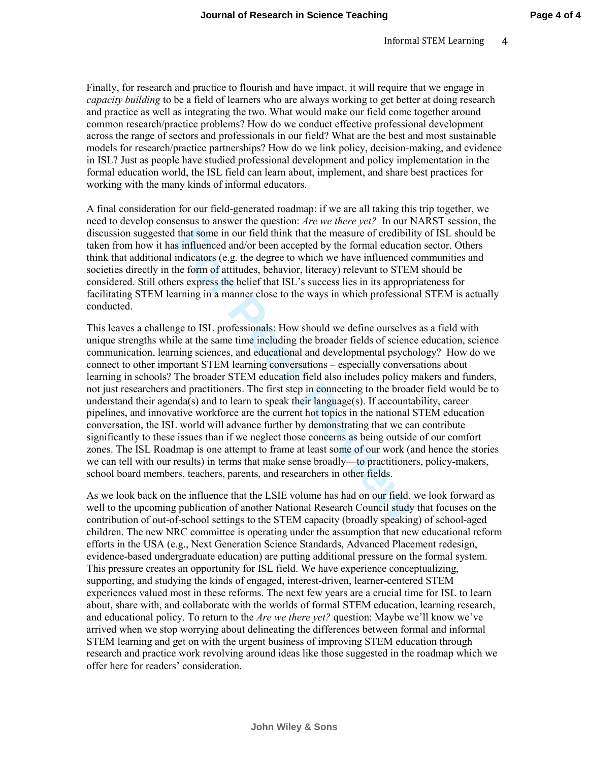Finally, for research and practice to flourish and have impact, it will require that we engage in *capacity building* to be a field of learners who are always working to get better at doing research and practice as well as integrating the two. What would make our field come together around common research/practice problems? How do we conduct effective professional development across the range of sectors and professionals in our field? What are the best and most sustainable models for research/practice partnerships? How do we link policy, decision-making, and evidence in ISL? Just as people have studied professional development and policy implementation in the formal education world, the ISL field can learn about, implement, and share best practices for working with the many kinds of informal educators.

A final consideration for our field-generated roadmap: if we are all taking this trip together, we need to develop consensus to answer the question: *Are we there yet?* In our NARST session, the discussion suggested that some in our field think that the measure of credibility of ISL should be taken from how it has influenced and/or been accepted by the formal education sector. Others think that additional indicators (e.g. the degree to which we have influenced communities and societies directly in the form of attitudes, behavior, literacy) relevant to STEM should be considered. Still others express the belief that ISL's success lies in its appropriateness for facilitating STEM learning in a manner close to the ways in which professional STEM is actually conducted.

This leaves a challenge to ISL professionals: How should we define ourselves as a field with unique strengths while at the same time including the broader fields of science education, science communication, learning sciences, and educational and developmental psychology? How do we connect to other important STEM learning conversations – especially conversations about learning in schools? The broader STEM education field also includes policy makers and funders, not just researchers and practitioners. The first step in connecting to the broader field would be to understand their agenda(s) and to learn to speak their language(s). If accountability, career pipelines, and innovative workforce are the current hot topics in the national STEM education conversation, the ISL world will advance further by demonstrating that we can contribute significantly to these issues than if we neglect those concerns as being outside of our comfort zones. The ISL Roadmap is one attempt to frame at least some of our work (and hence the stories we can tell with our results) in terms that make sense broadly—to practitioners, policy-makers, school board members, teachers, parents, and researchers in other fields.

As we look back on the influence that the LSIE volume has had on our field, we look forward as well to the upcoming publication of another National Research Council study that focuses on the contribution of out-of-school settings to the STEM capacity (broadly speaking) of school-aged children. The new NRC committee is operating under the assumption that new educational reform efforts in the USA (e.g., Next Generation Science Standards, Advanced Placement redesign, evidence-based undergraduate education) are putting additional pressure on the formal system. This pressure creates an opportunity for ISL field. We have experience conceptualizing, supporting, and studying the kinds of engaged, interest-driven, learner-centered STEM experiences valued most in these reforms. The next few years are a crucial time for ISL to learn about, share with, and collaborate with the worlds of formal STEM education, learning research, and educational policy. To return to the *Are we there yet?* question: Maybe we'll know we've arrived when we stop worrying about delineating the differences between formal and informal STEM learning and get on with the urgent business of improving STEM education through research and practice work revolving around ideas like those suggested in the roadmap which we offer here for readers' consideration.